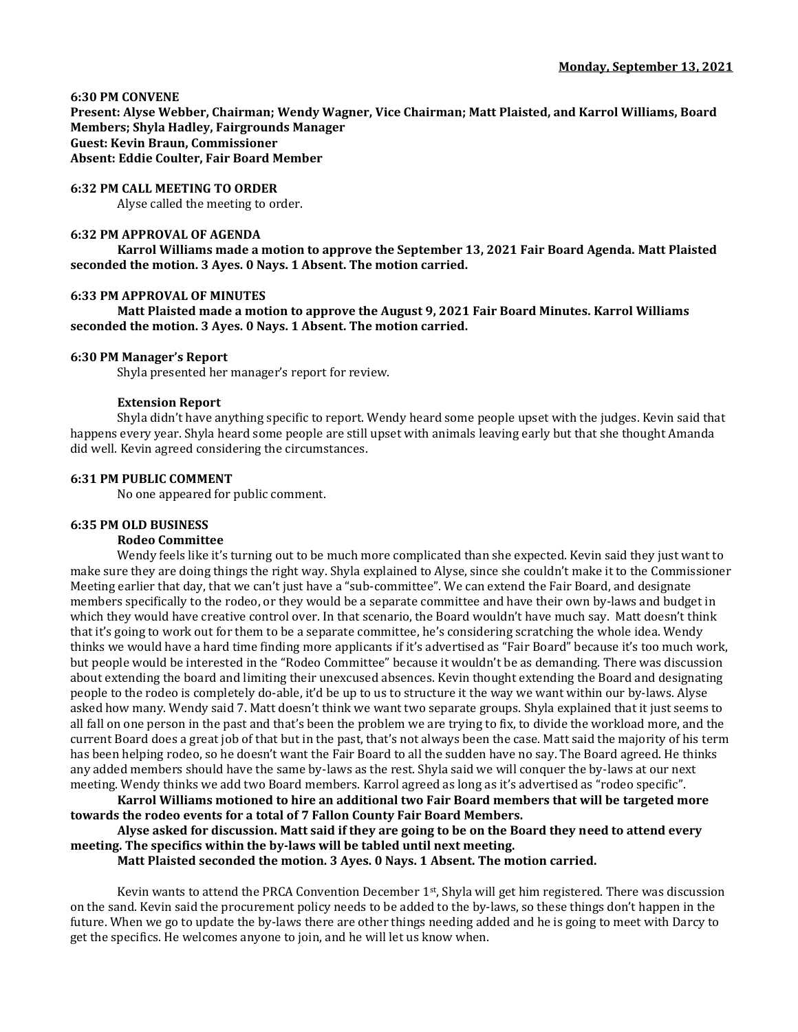**Monday, September 13, 2021**

**6:30 PM CONVENE**
**Present: Alyse Webber, Chairman; Wendy Wagner, Vice Chairman; Matt Plaisted, and Karrol Williams, Board Members; Shyla Hadley, Fairgrounds Manager**
**Guest: Kevin Braun, Commissioner**
**Absent: Eddie Coulter, Fair Board Member**

**6:32 PM CALL MEETING TO ORDER**

Alyse called the meeting to order.

**6:32 PM APPROVAL OF AGENDA**

**Karrol Williams made a motion to approve the September 13, 2021 Fair Board Agenda. Matt Plaisted seconded the motion. 3 Ayes. 0 Nays. 1 Absent. The motion carried.**

**6:33 PM APPROVAL OF MINUTES**

**Matt Plaisted made a motion to approve the August 9, 2021 Fair Board Minutes. Karrol Williams seconded the motion. 3 Ayes. 0 Nays. 1 Absent. The motion carried.**

**6:30 PM Manager's Report**

Shyla presented her manager's report for review.

**Extension Report**

Shyla didn't have anything specific to report. Wendy heard some people upset with the judges. Kevin said that happens every year. Shyla heard some people are still upset with animals leaving early but that she thought Amanda did well. Kevin agreed considering the circumstances.

**6:31 PM PUBLIC COMMENT**

No one appeared for public comment.

**6:35 PM OLD BUSINESS**

**Rodeo Committee**

Wendy feels like it's turning out to be much more complicated than she expected. Kevin said they just want to make sure they are doing things the right way. Shyla explained to Alyse, since she couldn't make it to the Commissioner Meeting earlier that day, that we can't just have a "sub-committee". We can extend the Fair Board, and designate members specifically to the rodeo, or they would be a separate committee and have their own by-laws and budget in which they would have creative control over. In that scenario, the Board wouldn't have much say. Matt doesn't think that it's going to work out for them to be a separate committee, he's considering scratching the whole idea. Wendy thinks we would have a hard time finding more applicants if it's advertised as "Fair Board" because it's too much work, but people would be interested in the "Rodeo Committee" because it wouldn't be as demanding. There was discussion about extending the board and limiting their unexcused absences. Kevin thought extending the Board and designating people to the rodeo is completely do-able, it'd be up to us to structure it the way we want within our by-laws. Alyse asked how many. Wendy said 7. Matt doesn't think we want two separate groups. Shyla explained that it just seems to all fall on one person in the past and that's been the problem we are trying to fix, to divide the workload more, and the current Board does a great job of that but in the past, that's not always been the case. Matt said the majority of his term has been helping rodeo, so he doesn't want the Fair Board to all the sudden have no say. The Board agreed. He thinks any added members should have the same by-laws as the rest. Shyla said we will conquer the by-laws at our next meeting. Wendy thinks we add two Board members. Karrol agreed as long as it's advertised as "rodeo specific".

**Karrol Williams motioned to hire an additional two Fair Board members that will be targeted more towards the rodeo events for a total of 7 Fallon County Fair Board Members.**

**Alyse asked for discussion. Matt said if they are going to be on the Board they need to attend every meeting. The specifics within the by-laws will be tabled until next meeting.**

**Matt Plaisted seconded the motion. 3 Ayes. 0 Nays. 1 Absent. The motion carried.**

Kevin wants to attend the PRCA Convention December 1st, Shyla will get him registered. There was discussion on the sand. Kevin said the procurement policy needs to be added to the by-laws, so these things don't happen in the future. When we go to update the by-laws there are other things needing added and he is going to meet with Darcy to get the specifics. He welcomes anyone to join, and he will let us know when.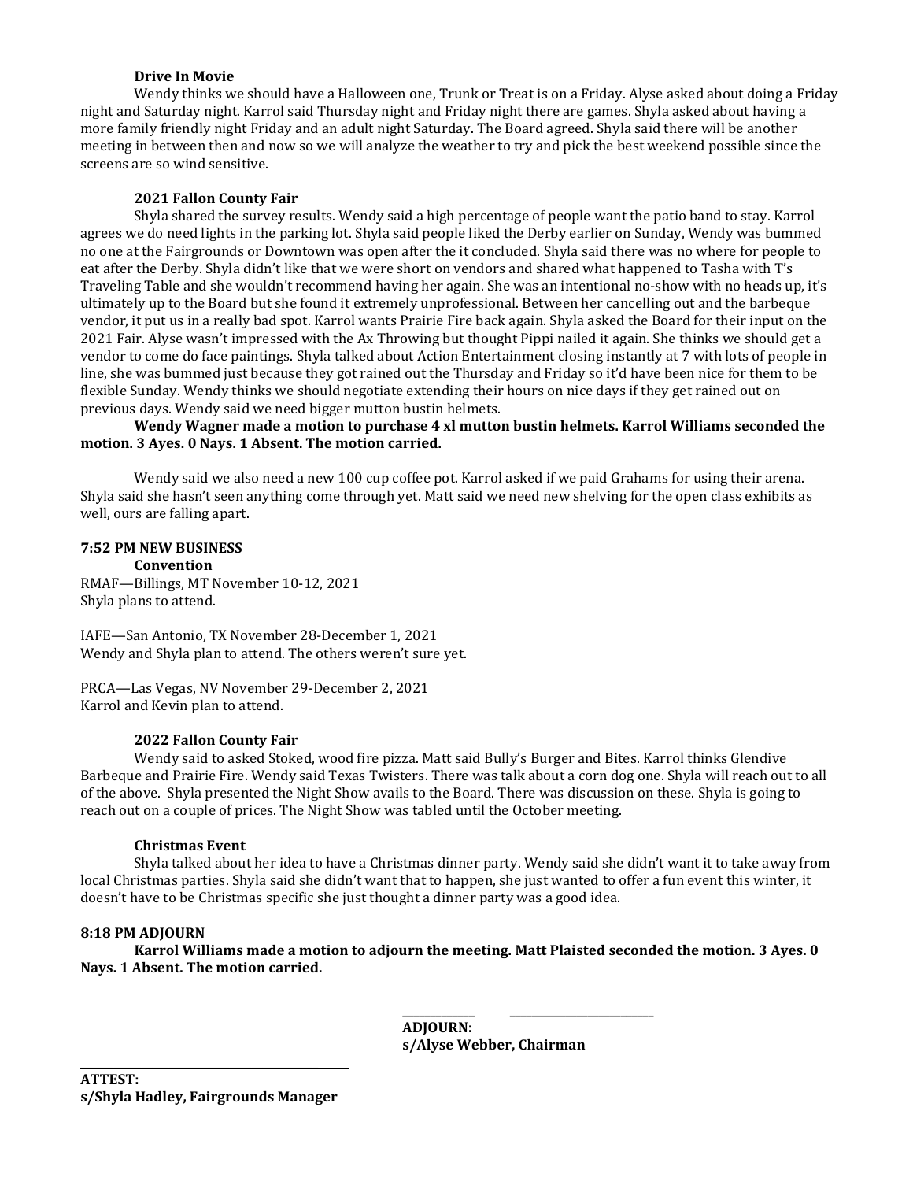**Drive In Movie**

Wendy thinks we should have a Halloween one, Trunk or Treat is on a Friday. Alyse asked about doing a Friday night and Saturday night. Karrol said Thursday night and Friday night there are games. Shyla asked about having a more family friendly night Friday and an adult night Saturday. The Board agreed. Shyla said there will be another meeting in between then and now so we will analyze the weather to try and pick the best weekend possible since the screens are so wind sensitive.

**2021 Fallon County Fair**

Shyla shared the survey results. Wendy said a high percentage of people want the patio band to stay. Karrol agrees we do need lights in the parking lot. Shyla said people liked the Derby earlier on Sunday, Wendy was bummed no one at the Fairgrounds or Downtown was open after the it concluded. Shyla said there was no where for people to eat after the Derby. Shyla didn't like that we were short on vendors and shared what happened to Tasha with T's Traveling Table and she wouldn't recommend having her again. She was an intentional no-show with no heads up, it's ultimately up to the Board but she found it extremely unprofessional. Between her cancelling out and the barbeque vendor, it put us in a really bad spot. Karrol wants Prairie Fire back again. Shyla asked the Board for their input on the 2021 Fair. Alyse wasn't impressed with the Ax Throwing but thought Pippi nailed it again. She thinks we should get a vendor to come do face paintings. Shyla talked about Action Entertainment closing instantly at 7 with lots of people in line, she was bummed just because they got rained out the Thursday and Friday so it'd have been nice for them to be flexible Sunday. Wendy thinks we should negotiate extending their hours on nice days if they get rained out on previous days. Wendy said we need bigger mutton bustin helmets.

**Wendy Wagner made a motion to purchase 4 xl mutton bustin helmets. Karrol Williams seconded the motion. 3 Ayes. 0 Nays. 1 Absent. The motion carried.**

Wendy said we also need a new 100 cup coffee pot. Karrol asked if we paid Grahams for using their arena. Shyla said she hasn't seen anything come through yet. Matt said we need new shelving for the open class exhibits as well, ours are falling apart.

**7:52 PM NEW BUSINESS**

**Convention**

RMAF—Billings, MT November 10-12, 2021
Shyla plans to attend.

IAFE—San Antonio, TX November 28-December 1, 2021
Wendy and Shyla plan to attend. The others weren't sure yet.

PRCA—Las Vegas, NV November 29-December 2, 2021
Karrol and Kevin plan to attend.

**2022 Fallon County Fair**

Wendy said to asked Stoked, wood fire pizza. Matt said Bully's Burger and Bites. Karrol thinks Glendive Barbeque and Prairie Fire. Wendy said Texas Twisters. There was talk about a corn dog one. Shyla will reach out to all of the above. Shyla presented the Night Show avails to the Board. There was discussion on these. Shyla is going to reach out on a couple of prices. The Night Show was tabled until the October meeting.

**Christmas Event**

Shyla talked about her idea to have a Christmas dinner party. Wendy said she didn't want it to take away from local Christmas parties. Shyla said she didn't want that to happen, she just wanted to offer a fun event this winter, it doesn't have to be Christmas specific she just thought a dinner party was a good idea.

**8:18 PM ADJOURN**

**Karrol Williams made a motion to adjourn the meeting. Matt Plaisted seconded the motion. 3 Ayes. 0 Nays. 1 Absent. The motion carried.**

**ADJOURN:**
**s/Alyse Webber, Chairman**

**ATTEST:**
**s/Shyla Hadley, Fairgrounds Manager**